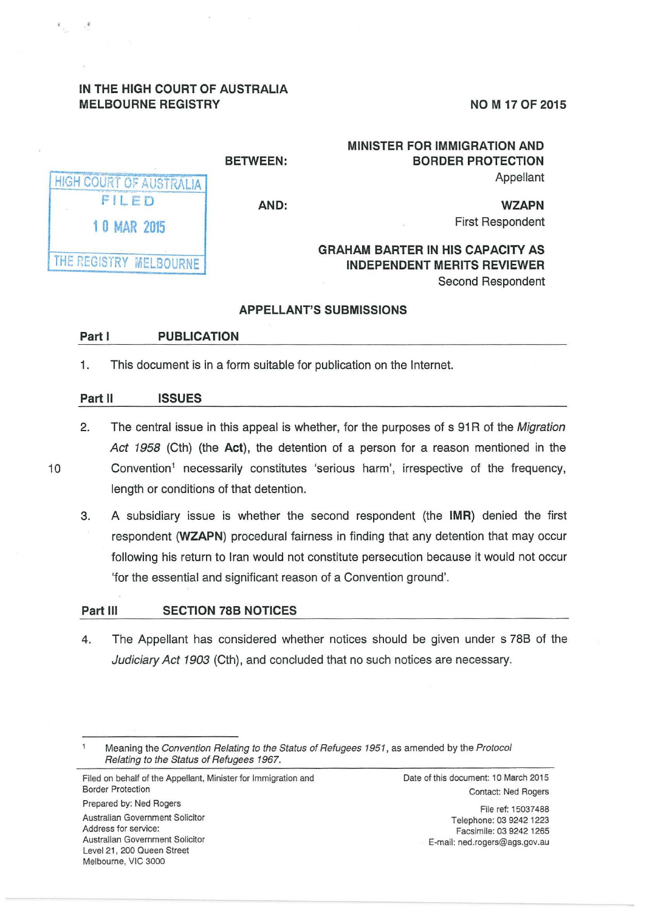IN THE HIGH COURT OF AUSTRALIA
MELBOURNE REGISTRY

NO M 17 OF 2015

HIGH COURT OF AUSTRALIA
FILED
10 MAR 2015
THE REGISTRY MELBOURNE

BETWEEN:

**MINISTER FOR IMMIGRATION AND BORDER PROTECTION**
Appellant

AND:

**WZAPN**
First Respondent

**GRAHAM BARTER IN HIS CAPACITY AS INDEPENDENT MERITS REVIEWER**
Second Respondent

## APPELLANT'S SUBMISSIONS

### Part I PUBLICATION

1. This document is in a form suitable for publication on the Internet.

### Part II ISSUES

2. The central issue in this appeal is whether, for the purposes of s 91R of the *Migration Act 1958* (Cth) (the **Act**), the detention of a person for a reason mentioned in the Convention[1] necessarily constitutes 'serious harm', irrespective of the frequency, length or conditions of that detention.

3. A subsidiary issue is whether the second respondent (the **IMR**) denied the first respondent (**WZAPN**) procedural fairness in finding that any detention that may occur following his return to Iran would not constitute persecution because it would not occur 'for the essential and significant reason of a Convention ground'.

### Part III SECTION 78B NOTICES

4. The Appellant has considered whether notices should be given under s 78B of the *Judiciary Act 1903* (Cth), and concluded that no such notices are necessary.

---

[1] Meaning the *Convention Relating to the Status of Refugees 1951*, as amended by the *Protocol Relating to the Status of Refugees 1967*.

Filed on behalf of the Appellant, Minister for Immigration and Border Protection
Prepared by: Ned Rogers
Australian Government Solicitor
Address for service:
Australian Government Solicitor
Level 21, 200 Queen Street
Melbourne, VIC 3000

Date of this document: 10 March 2015
Contact: Ned Rogers

File ref: 15037488
Telephone: 03 9242 1223
Facsimile: 03 9242 1265
E-mail: ned.rogers@ags.gov.au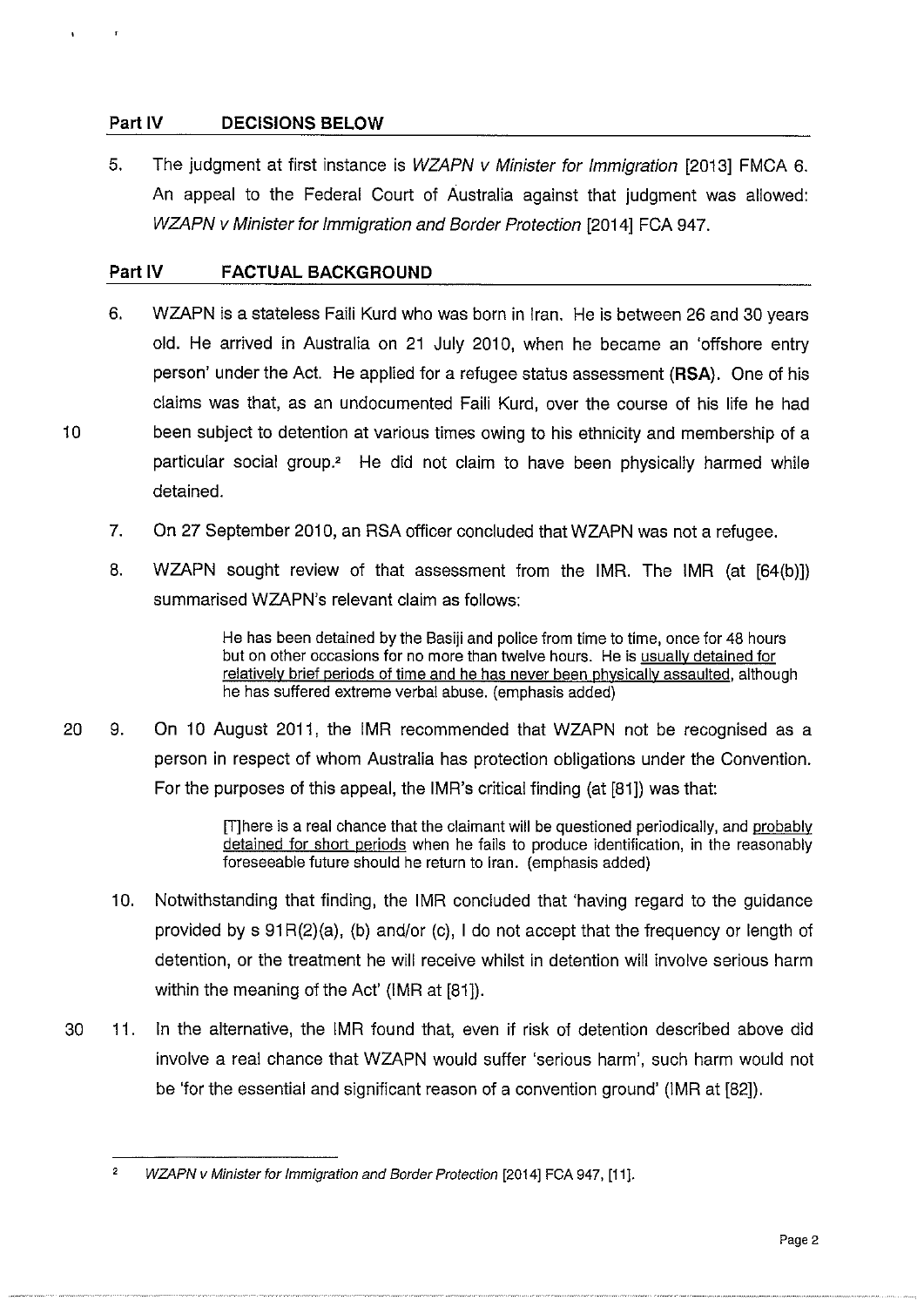## Part IV DECISIONS BELOW

5. The judgment at first instance is *WZAPN v Minister for Immigration* [2013] FMCA 6. An appeal to the Federal Court of Australia against that judgment was allowed: *WZAPN v Minister for Immigration and Border Protection* [2014] FCA 947.

## Part IV FACTUAL BACKGROUND

6. WZAPN is a stateless Faili Kurd who was born in Iran. He is between 26 and 30 years old. He arrived in Australia on 21 July 2010, when he became an 'offshore entry person' under the Act. He applied for a refugee status assessment (**RSA**). One of his claims was that, as an undocumented Faili Kurd, over the course of his life he had been subject to detention at various times owing to his ethnicity and membership of a particular social group.[2] He did not claim to have been physically harmed while detained.

7. On 27 September 2010, an RSA officer concluded that WZAPN was not a refugee.

8. WZAPN sought review of that assessment from the IMR. The IMR (at [64(b)]) summarised WZAPN's relevant claim as follows:

> He has been detained by the Basiji and police from time to time, once for 48 hours but on other occasions for no more than twelve hours. He is <u>usually detained for relatively brief periods of time and he has never been physically assaulted</u>, although he has suffered extreme verbal abuse. (emphasis added)

9. On 10 August 2011, the IMR recommended that WZAPN not be recognised as a person in respect of whom Australia has protection obligations under the Convention. For the purposes of this appeal, the IMR's critical finding (at [81]) was that:

> [T]here is a real chance that the claimant will be questioned periodically, and <u>probably detained for short periods</u> when he fails to produce identification, in the reasonably foreseeable future should he return to Iran. (emphasis added)

10. Notwithstanding that finding, the IMR concluded that 'having regard to the guidance provided by s 91R(2)(a), (b) and/or (c), I do not accept that the frequency or length of detention, or the treatment he will receive whilst in detention will involve serious harm within the meaning of the Act' (IMR at [81]).

11. In the alternative, the IMR found that, even if risk of detention described above did involve a real chance that WZAPN would suffer 'serious harm', such harm would not be 'for the essential and significant reason of a convention ground' (IMR at [82]).

---

[2] *WZAPN v Minister for Immigration and Border Protection* [2014] FCA 947, [11].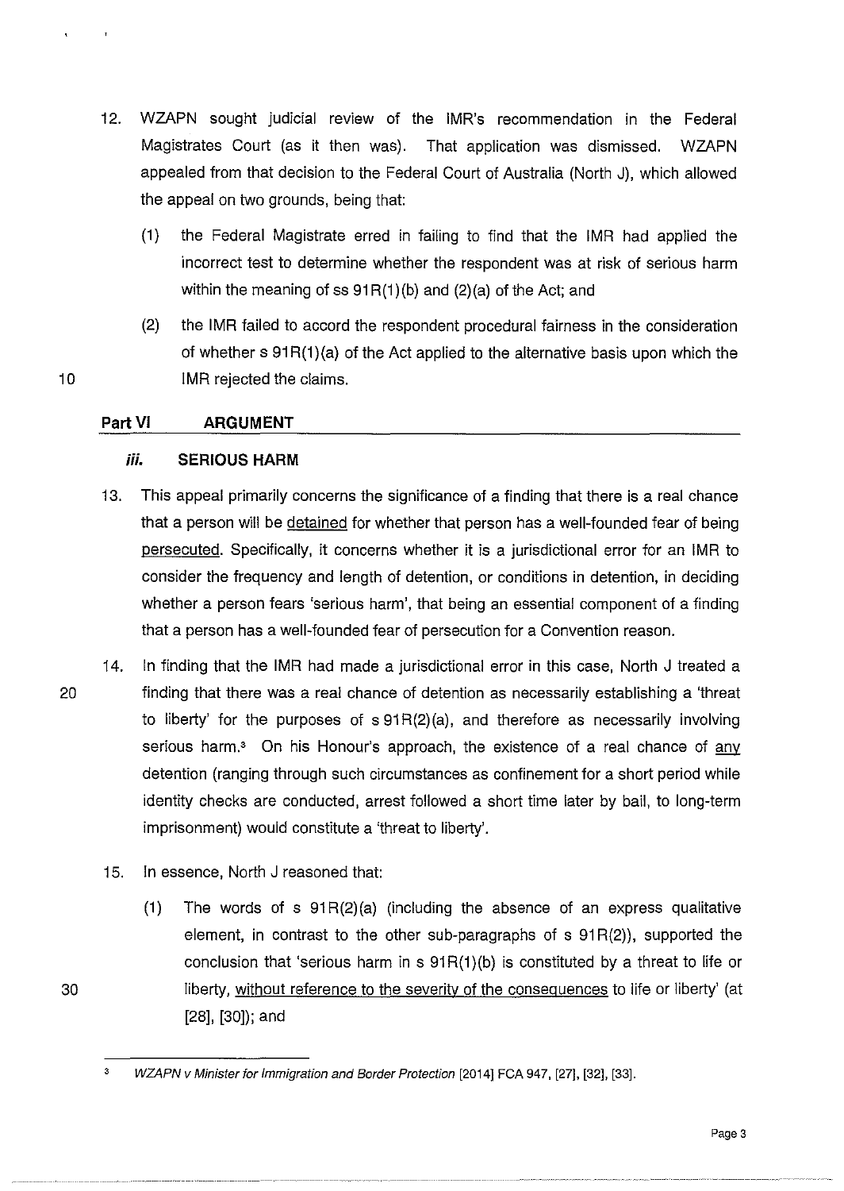12. WZAPN sought judicial review of the IMR's recommendation in the Federal Magistrates Court (as it then was). That application was dismissed. WZAPN appealed from that decision to the Federal Court of Australia (North J), which allowed the appeal on two grounds, being that:

    (1) the Federal Magistrate erred in failing to find that the IMR had applied the incorrect test to determine whether the respondent was at risk of serious harm within the meaning of ss 91R(1)(b) and (2)(a) of the Act; and

    (2) the IMR failed to accord the respondent procedural fairness in the consideration of whether s 91R(1)(a) of the Act applied to the alternative basis upon which the IMR rejected the claims.

## Part VI ARGUMENT

### *iii.* SERIOUS HARM

13. This appeal primarily concerns the significance of a finding that there is a real chance that a person will be detained for whether that person has a well-founded fear of being persecuted. Specifically, it concerns whether it is a jurisdictional error for an IMR to consider the frequency and length of detention, or conditions in detention, in deciding whether a person fears 'serious harm', that being an essential component of a finding that a person has a well-founded fear of persecution for a Convention reason.

14. In finding that the IMR had made a jurisdictional error in this case, North J treated a finding that there was a real chance of detention as necessarily establishing a 'threat to liberty' for the purposes of s 91R(2)(a), and therefore as necessarily involving serious harm.[3] On his Honour's approach, the existence of a real chance of any detention (ranging through such circumstances as confinement for a short period while identity checks are conducted, arrest followed a short time later by bail, to long-term imprisonment) would constitute a 'threat to liberty'.

15. In essence, North J reasoned that:

    (1) The words of s 91R(2)(a) (including the absence of an express qualitative element, in contrast to the other sub-paragraphs of s 91R(2)), supported the conclusion that 'serious harm in s 91R(1)(b) is constituted by a threat to life or liberty, without reference to the severity of the consequences to life or liberty' (at [28], [30]); and

---

[3] *WZAPN v Minister for Immigration and Border Protection* [2014] FCA 947, [27], [32], [33].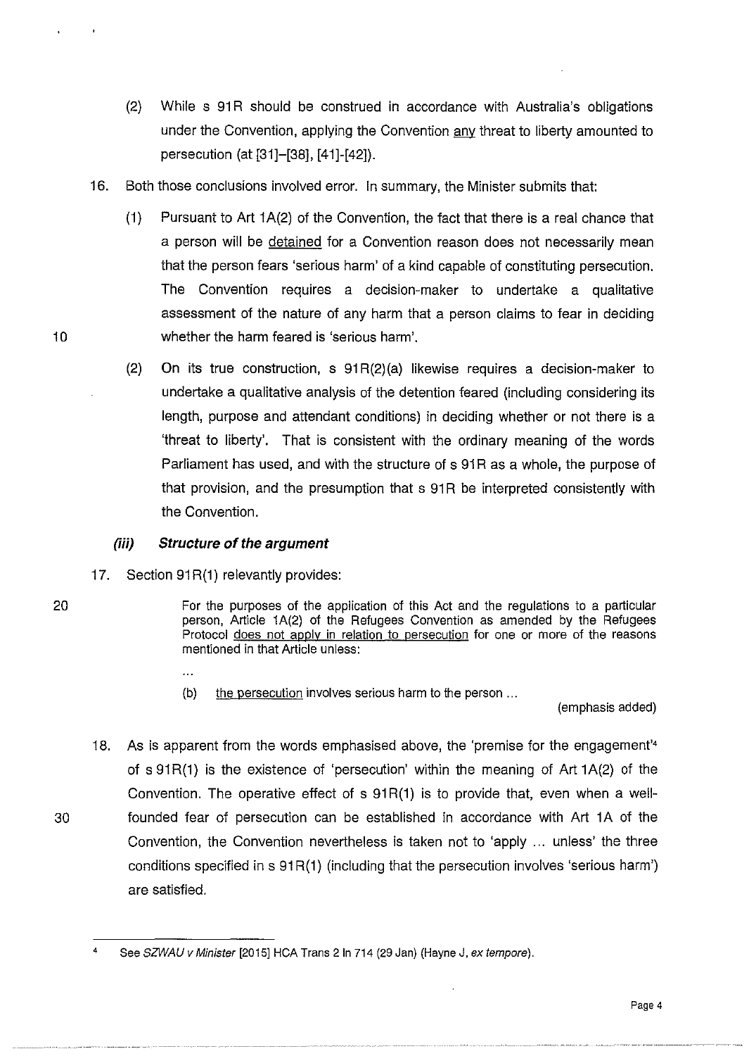(2) While s 91R should be construed in accordance with Australia's obligations under the Convention, applying the Convention <u>any</u> threat to liberty amounted to persecution (at [31]–[38], [41]-[42]).

16. Both those conclusions involved error. In summary, the Minister submits that:

    (1) Pursuant to Art 1A(2) of the Convention, the fact that there is a real chance that a person will be <u>detained</u> for a Convention reason does not necessarily mean that the person fears 'serious harm' of a kind capable of constituting persecution. The Convention requires a decision-maker to undertake a qualitative assessment of the nature of any harm that a person claims to fear in deciding whether the harm feared is 'serious harm'.

    (2) On its true construction, s 91R(2)(a) likewise requires a decision-maker to undertake a qualitative analysis of the detention feared (including considering its length, purpose and attendant conditions) in deciding whether or not there is a 'threat to liberty'. That is consistent with the ordinary meaning of the words Parliament has used, and with the structure of s 91R as a whole, the purpose of that provision, and the presumption that s 91R be interpreted consistently with the Convention.

### *(iii) Structure of the argument*

17. Section 91R(1) relevantly provides:

> For the purposes of the application of this Act and the regulations to a particular person, Article 1A(2) of the Refugees Convention as amended by the Refugees Protocol <u>does not apply in relation to persecution</u> for one or more of the reasons mentioned in that Article unless:
>
> ...
>
> (b) <u>the persecution</u> involves serious harm to the person ...
>
> (emphasis added)

18. As is apparent from the words emphasised above, the 'premise for the engagement'[4] of s 91R(1) is the existence of 'persecution' within the meaning of Art 1A(2) of the Convention. The operative effect of s 91R(1) is to provide that, even when a well-founded fear of persecution can be established in accordance with Art 1A of the Convention, the Convention nevertheless is taken not to 'apply ... unless' the three conditions specified in s 91R(1) (including that the persecution involves 'serious harm') are satisfied.

---

[4] See *SZWAU v Minister* [2015] HCA Trans 2 ln 714 (29 Jan) (Hayne J, *ex tempore*).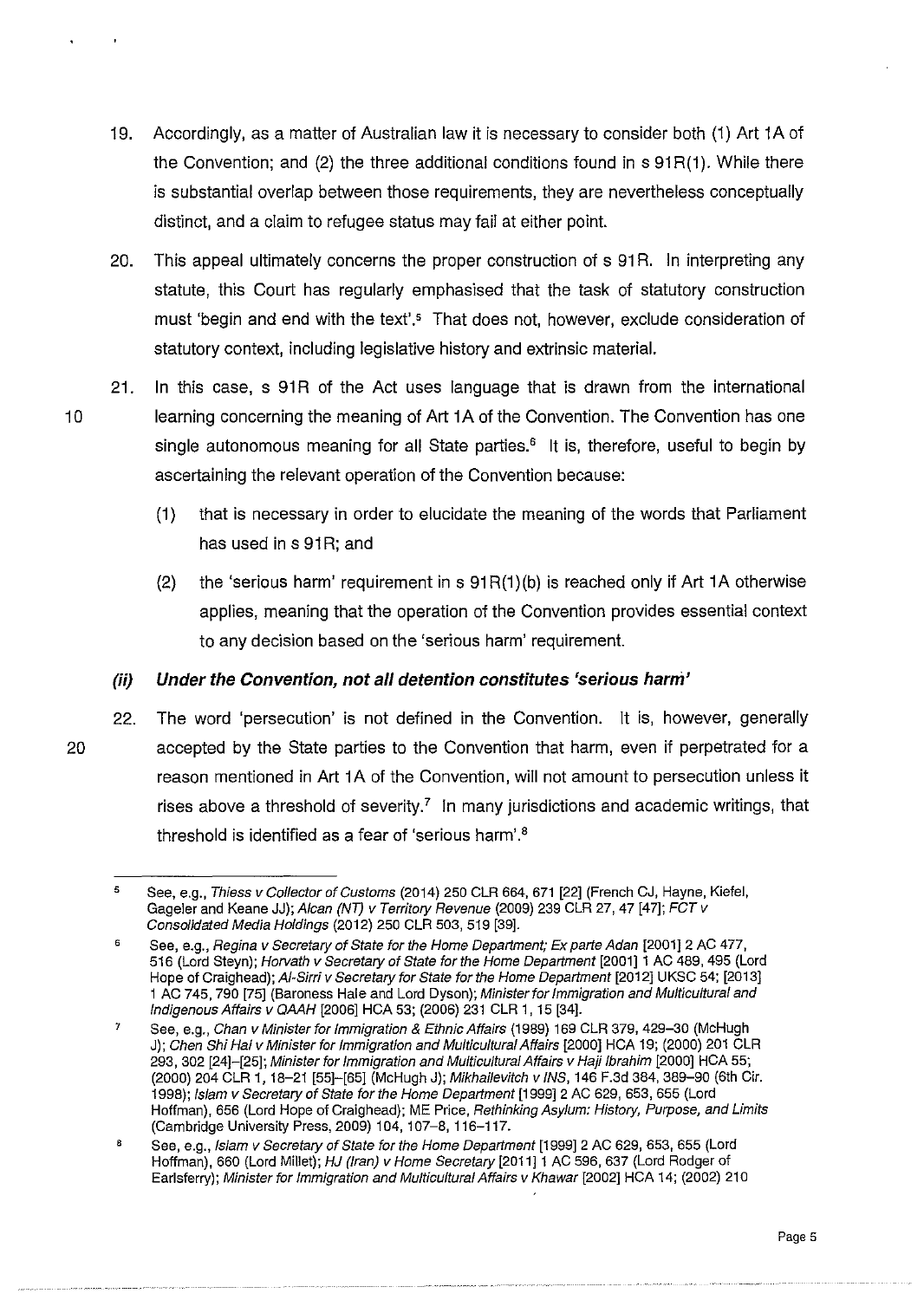19. Accordingly, as a matter of Australian law it is necessary to consider both (1) Art 1A of the Convention; and (2) the three additional conditions found in s 91R(1). While there is substantial overlap between those requirements, they are nevertheless conceptually distinct, and a claim to refugee status may fail at either point.

20. This appeal ultimately concerns the proper construction of s 91R. In interpreting any statute, this Court has regularly emphasised that the task of statutory construction must 'begin and end with the text'.[5] That does not, however, exclude consideration of statutory context, including legislative history and extrinsic material.

21. In this case, s 91R of the Act uses language that is drawn from the international learning concerning the meaning of Art 1A of the Convention. The Convention has one single autonomous meaning for all State parties.[6] It is, therefore, useful to begin by ascertaining the relevant operation of the Convention because:

    (1) that is necessary in order to elucidate the meaning of the words that Parliament has used in s 91R; and

    (2) the 'serious harm' requirement in s 91R(1)(b) is reached only if Art 1A otherwise applies, meaning that the operation of the Convention provides essential context to any decision based on the 'serious harm' requirement.

### *(ii) Under the Convention, not all detention constitutes 'serious harm'*

22. The word 'persecution' is not defined in the Convention. It is, however, generally accepted by the State parties to the Convention that harm, even if perpetrated for a reason mentioned in Art 1A of the Convention, will not amount to persecution unless it rises above a threshold of severity.[7] In many jurisdictions and academic writings, that threshold is identified as a fear of 'serious harm'.[8]

---

[5] See, e.g., *Thiess v Collector of Customs* (2014) 250 CLR 664, 671 [22] (French CJ, Hayne, Kiefel, Gageler and Keane JJ); *Alcan (NT) v Territory Revenue* (2009) 239 CLR 27, 47 [47]; *FCT v Consolidated Media Holdings* (2012) 250 CLR 503, 519 [39].

[6] See, e.g., *Regina v Secretary of State for the Home Department; Ex parte Adan* [2001] 2 AC 477, 516 (Lord Steyn); *Horvath v Secretary of State for the Home Department* [2001] 1 AC 489, 495 (Lord Hope of Craighead); *Al-Sirri v Secretary for State for the Home Department* [2012] UKSC 54; [2013] 1 AC 745, 790 [75] (Baroness Hale and Lord Dyson); *Minister for Immigration and Multicultural and Indigenous Affairs v QAAH* [2006] HCA 53; (2006) 231 CLR 1, 15 [34].

[7] See, e.g., *Chan v Minister for Immigration & Ethnic Affairs* (1989) 169 CLR 379, 429–30 (McHugh J); *Chen Shi Hai v Minister for Immigration and Multicultural Affairs* [2000] HCA 19; (2000) 201 CLR 293, 302 [24]–[25]; *Minister for Immigration and Multicultural Affairs v Haji Ibrahim* [2000] HCA 55; (2000) 204 CLR 1, 18–21 [55]–[65] (McHugh J); *Mikhailevitch v INS*, 146 F.3d 384, 389–90 (6th Cir. 1998); *Islam v Secretary of State for the Home Department* [1999] 2 AC 629, 653, 655 (Lord Hoffman), 656 (Lord Hope of Craighead); ME Price, *Rethinking Asylum: History, Purpose, and Limits* (Cambridge University Press, 2009) 104, 107–8, 116–117.

[8] See, e.g., *Islam v Secretary of State for the Home Department* [1999] 2 AC 629, 653, 655 (Lord Hoffman), 660 (Lord Millet); *HJ (Iran) v Home Secretary* [2011] 1 AC 596, 637 (Lord Rodger of Earlsferry); *Minister for Immigration and Multicultural Affairs v Khawar* [2002] HCA 14; (2002) 210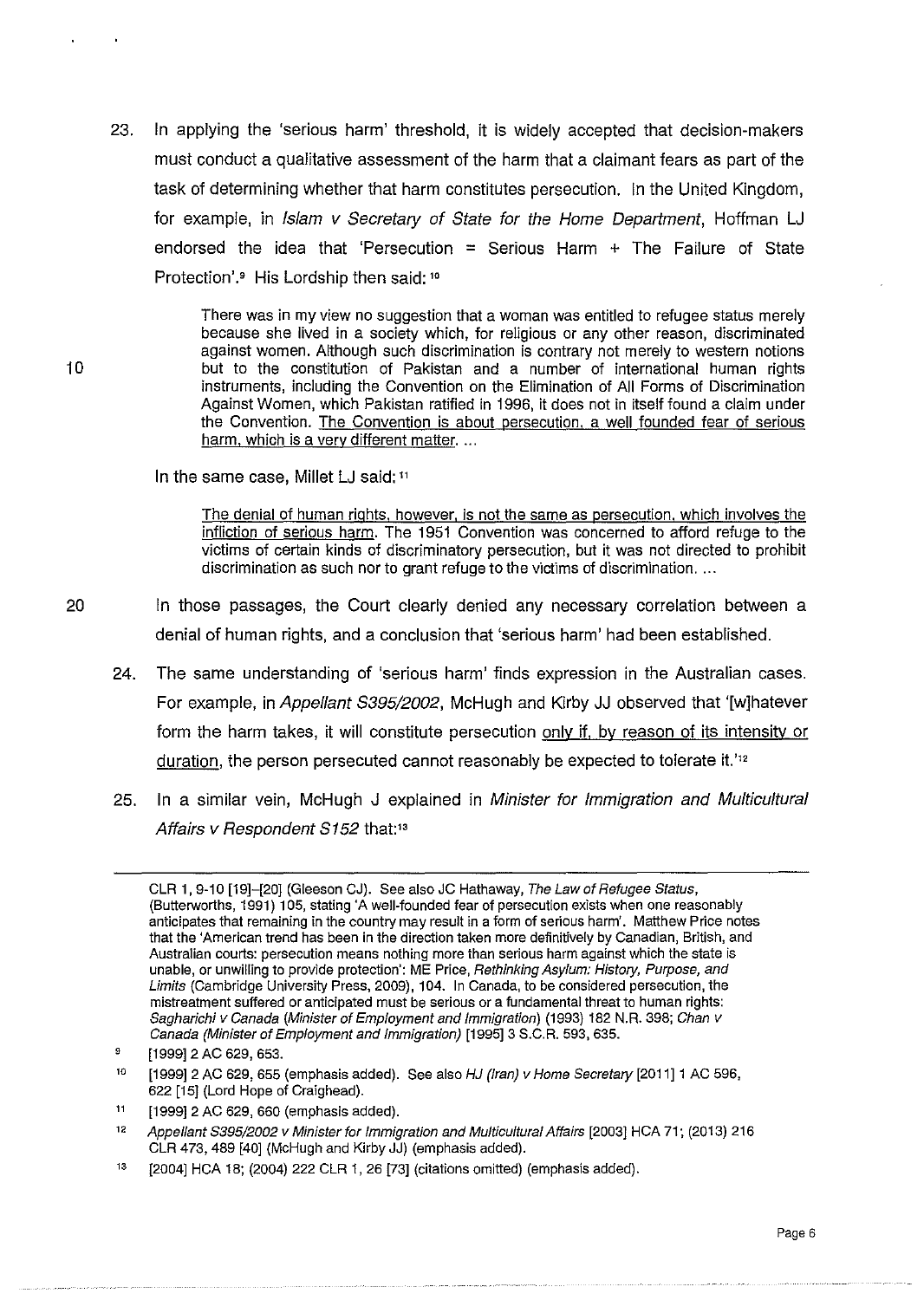23. In applying the 'serious harm' threshold, it is widely accepted that decision-makers must conduct a qualitative assessment of the harm that a claimant fears as part of the task of determining whether that harm constitutes persecution. In the United Kingdom, for example, in *Islam v Secretary of State for the Home Department*, Hoffman LJ endorsed the idea that 'Persecution = Serious Harm + The Failure of State Protection'.[9] His Lordship then said: [10]

> There was in my view no suggestion that a woman was entitled to refugee status merely because she lived in a society which, for religious or any other reason, discriminated against women. Although such discrimination is contrary not merely to western notions but to the constitution of Pakistan and a number of international human rights instruments, including the Convention on the Elimination of All Forms of Discrimination Against Women, which Pakistan ratified in 1996, it does not in itself found a claim under the Convention. <u>The Convention is about persecution, a well founded fear of serious harm, which is a very different matter.</u> ...

In the same case, Millet LJ said: [11]

> <u>The denial of human rights, however, is not the same as persecution, which involves the infliction of serious harm.</u> The 1951 Convention was concerned to afford refuge to the victims of certain kinds of discriminatory persecution, but it was not directed to prohibit discrimination as such nor to grant refuge to the victims of discrimination. ...

In those passages, the Court clearly denied any necessary correlation between a denial of human rights, and a conclusion that 'serious harm' had been established.

24. The same understanding of 'serious harm' finds expression in the Australian cases. For example, in *Appellant S395/2002*, McHugh and Kirby JJ observed that '[w]hatever form the harm takes, it will constitute persecution <u>only if, by reason of its intensity or duration</u>, the person persecuted cannot reasonably be expected to tolerate it.'[12]

25. In a similar vein, McHugh J explained in *Minister for Immigration and Multicultural Affairs v Respondent S152* that:[13]

---

CLR 1, 9-10 [19]–[20] (Gleeson CJ). See also JC Hathaway, *The Law of Refugee Status*, (Butterworths, 1991) 105, stating 'A well-founded fear of persecution exists when one reasonably anticipates that remaining in the country may result in a form of serious harm'. Matthew Price notes that the 'American trend has been in the direction taken more definitively by Canadian, British, and Australian courts: persecution means nothing more than serious harm against which the state is unable, or unwilling to provide protection': ME Price, *Rethinking Asylum: History, Purpose, and Limits* (Cambridge University Press, 2009), 104. In Canada, to be considered persecution, the mistreatment suffered or anticipated must be serious or a fundamental threat to human rights: *Sagharichi v Canada (Minister of Employment and Immigration)* (1993) 182 N.R. 398; *Chan v Canada (Minister of Employment and Immigration)* [1995] 3 S.C.R. 593, 635.

[9] [1999] 2 AC 629, 653.

[10] [1999] 2 AC 629, 655 (emphasis added). See also *HJ (Iran) v Home Secretary* [2011] 1 AC 596, 622 [15] (Lord Hope of Craighead).

[11] [1999] 2 AC 629, 660 (emphasis added).

[12] *Appellant S395/2002 v Minister for Immigration and Multicultural Affairs* [2003] HCA 71; (2013) 216 CLR 473, 489 [40] (McHugh and Kirby JJ) (emphasis added).

[13] [2004] HCA 18; (2004) 222 CLR 1, 26 [73] (citations omitted) (emphasis added).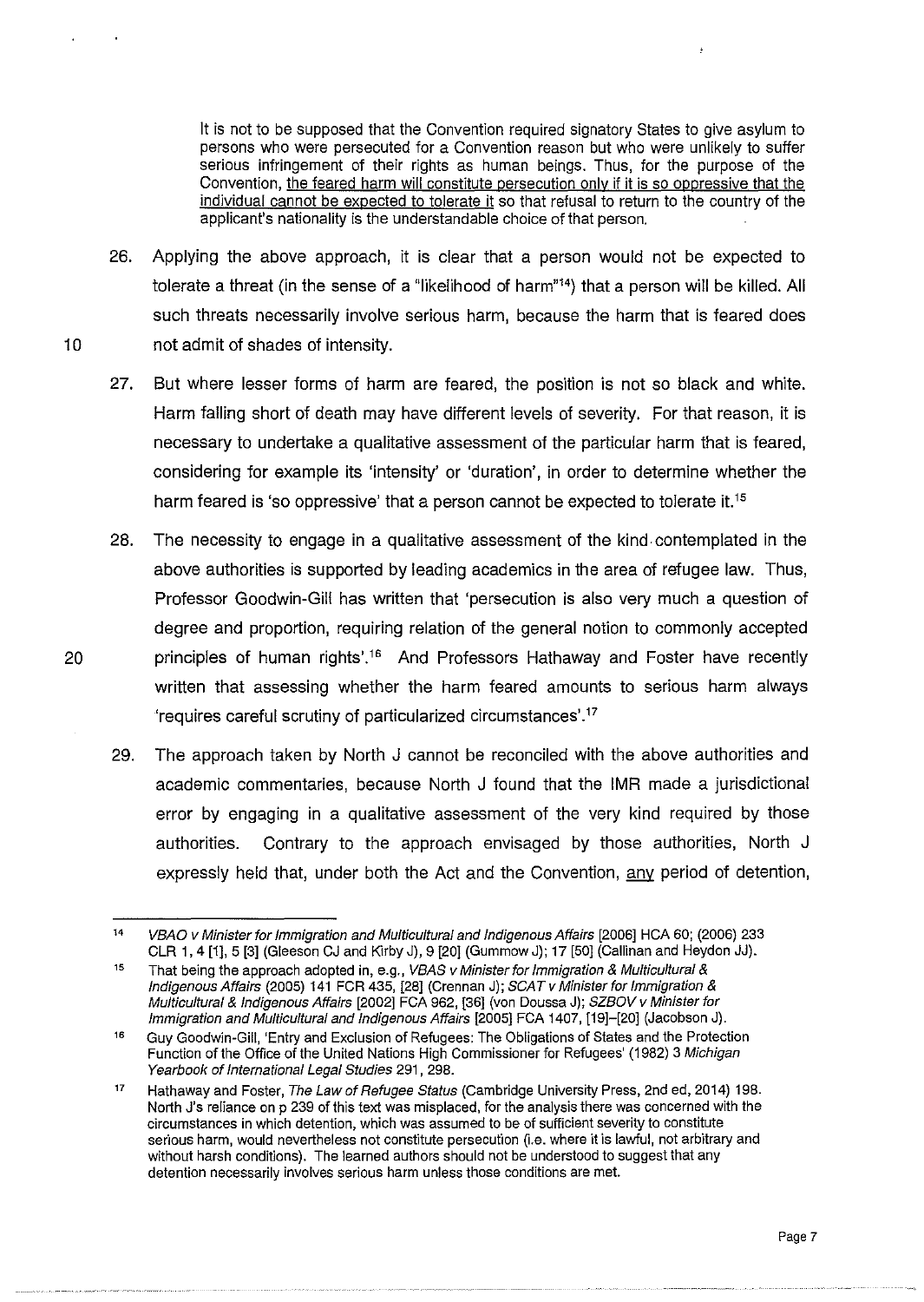> It is not to be supposed that the Convention required signatory States to give asylum to persons who were persecuted for a Convention reason but who were unlikely to suffer serious infringement of their rights as human beings. Thus, for the purpose of the Convention, <u>the feared harm will constitute persecution only if it is so oppressive that the individual cannot be expected to tolerate it</u> so that refusal to return to the country of the applicant's nationality is the understandable choice of that person.

26. Applying the above approach, it is clear that a person would not be expected to tolerate a threat (in the sense of a "likelihood of harm"[14]) that a person will be killed. All such threats necessarily involve serious harm, because the harm that is feared does not admit of shades of intensity.

27. But where lesser forms of harm are feared, the position is not so black and white. Harm falling short of death may have different levels of severity. For that reason, it is necessary to undertake a qualitative assessment of the particular harm that is feared, considering for example its 'intensity' or 'duration', in order to determine whether the harm feared is 'so oppressive' that a person cannot be expected to tolerate it.[15]

28. The necessity to engage in a qualitative assessment of the kind contemplated in the above authorities is supported by leading academics in the area of refugee law. Thus, Professor Goodwin-Gill has written that 'persecution is also very much a question of degree and proportion, requiring relation of the general notion to commonly accepted principles of human rights'.[16] And Professors Hathaway and Foster have recently written that assessing whether the harm feared amounts to serious harm always 'requires careful scrutiny of particularized circumstances'.[17]

29. The approach taken by North J cannot be reconciled with the above authorities and academic commentaries, because North J found that the IMR made a jurisdictional error by engaging in a qualitative assessment of the very kind required by those authorities. Contrary to the approach envisaged by those authorities, North J expressly held that, under both the Act and the Convention, <u>any</u> period of detention,

---

[14] *VBAO v Minister for Immigration and Multicultural and Indigenous Affairs* [2006] HCA 60; (2006) 233 CLR 1, 4 [1], 5 [3] (Gleeson CJ and Kirby J), 9 [20] (Gummow J); 17 [50] (Callinan and Heydon JJ).

[15] That being the approach adopted in, e.g., *VBAS v Minister for Immigration & Multicultural & Indigenous Affairs* (2005) 141 FCR 435, [28] (Crennan J); *SCAT v Minister for Immigration & Multicultural & Indigenous Affairs* [2002] FCA 962, [36] (von Doussa J); *SZBOV v Minister for Immigration and Multicultural and Indigenous Affairs* [2005] FCA 1407, [19]–[20] (Jacobson J).

[16] Guy Goodwin-Gill, 'Entry and Exclusion of Refugees: The Obligations of States and the Protection Function of the Office of the United Nations High Commissioner for Refugees' (1982) 3 *Michigan Yearbook of International Legal Studies* 291, 298.

[17] Hathaway and Foster, *The Law of Refugee Status* (Cambridge University Press, 2nd ed, 2014) 198. North J's reliance on p 239 of this text was misplaced, for the analysis there was concerned with the circumstances in which detention, which was assumed to be of sufficient severity to constitute serious harm, would nevertheless not constitute persecution (i.e. where it is lawful, not arbitrary and without harsh conditions). The learned authors should not be understood to suggest that any detention necessarily involves serious harm unless those conditions are met.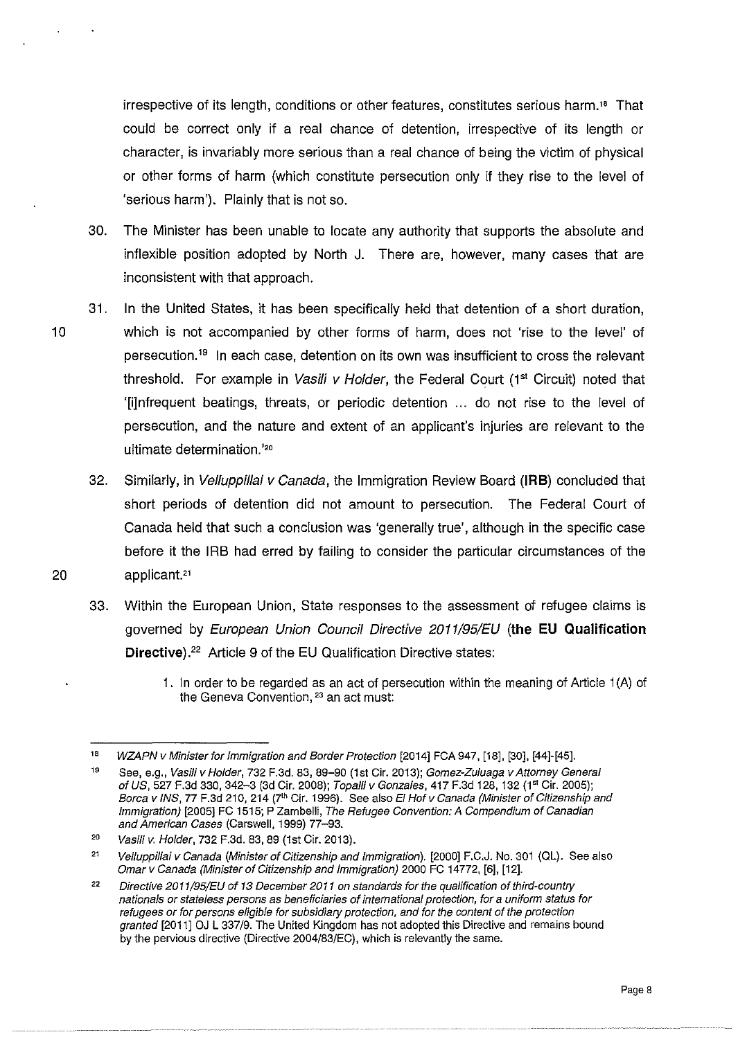irrespective of its length, conditions or other features, constitutes serious harm.[18] That could be correct only if a real chance of detention, irrespective of its length or character, is invariably more serious than a real chance of being the victim of physical or other forms of harm (which constitute persecution only if they rise to the level of 'serious harm'). Plainly that is not so.

30. The Minister has been unable to locate any authority that supports the absolute and inflexible position adopted by North J. There are, however, many cases that are inconsistent with that approach.

31. In the United States, it has been specifically held that detention of a short duration, which is not accompanied by other forms of harm, does not 'rise to the level' of persecution.[19] In each case, detention on its own was insufficient to cross the relevant threshold. For example in *Vasili v Holder*, the Federal Court (1st Circuit) noted that '[i]nfrequent beatings, threats, or periodic detention ... do not rise to the level of persecution, and the nature and extent of an applicant's injuries are relevant to the ultimate determination.'[20]

32. Similarly, in *Velluppillai v Canada*, the Immigration Review Board (**IRB**) concluded that short periods of detention did not amount to persecution. The Federal Court of Canada held that such a conclusion was 'generally true', although in the specific case before it the IRB had erred by failing to consider the particular circumstances of the applicant.[21]

33. Within the European Union, State responses to the assessment of refugee claims is governed by *European Union Council Directive 2011/95/EU* (**the EU Qualification Directive**).[22] Article 9 of the EU Qualification Directive states:

> 1. In order to be regarded as an act of persecution within the meaning of Article 1(A) of the Geneva Convention,[23] an act must:

---

[18] *WZAPN v Minister for Immigration and Border Protection* [2014] FCA 947, [18], [30], [44]-[45].

[19] See, e.g., *Vasili v Holder*, 732 F.3d. 83, 89–90 (1st Cir. 2013); *Gomez-Zuluaga v Attorney General of US*, 527 F.3d 330, 342–3 (3d Cir. 2008); *Topalli v Gonzales*, 417 F.3d 128, 132 (1st Cir. 2005); *Borca v INS*, 77 F.3d 210, 214 (7th Cir. 1996). See also *El Hof v Canada (Minister of Citizenship and Immigration)* [2005] FC 1515; P Zambelli, *The Refugee Convention: A Compendium of Canadian and American Cases* (Carswell, 1999) 77–93.

[20] *Vasili v. Holder*, 732 F.3d. 83, 89 (1st Cir. 2013).

[21] *Velluppillai v Canada (Minister of Citizenship and Immigration)*. [2000] F.C.J. No. 301 (QL). See also *Omar v Canada (Minister of Citizenship and Immigration)* 2000 FC 14772, [6], [12].

[22] *Directive 2011/95/EU of 13 December 2011 on standards for the qualification of third-country nationals or stateless persons as beneficiaries of international protection, for a uniform status for refugees or for persons eligible for subsidiary protection, and for the content of the protection granted* [2011] OJ L 337/9. The United Kingdom has not adopted this Directive and remains bound by the pervious directive (Directive 2004/83/EC), which is relevantly the same.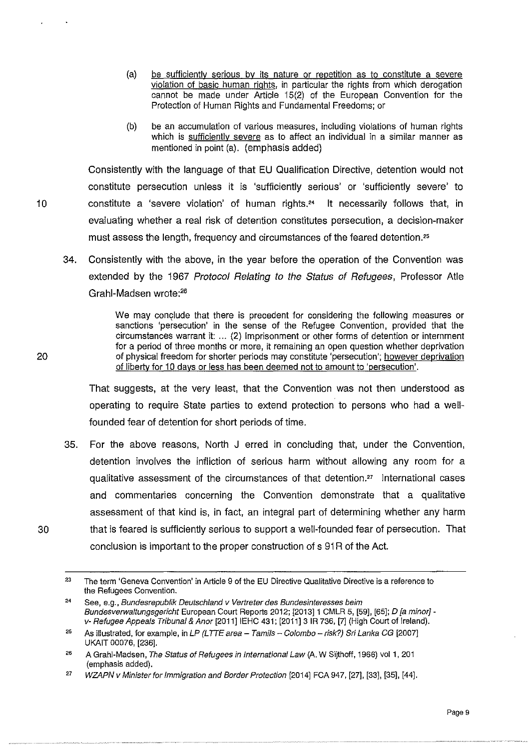(a) be sufficiently serious by its nature or repetition as to constitute a severe violation of basic human rights, in particular the rights from which derogation cannot be made under Article 15(2) of the European Convention for the Protection of Human Rights and Fundamental Freedoms; or

(b) be an accumulation of various measures, including violations of human rights which is sufficiently severe as to affect an individual in a similar manner as mentioned in point (a). (emphasis added)

Consistently with the language of that EU Qualification Directive, detention would not constitute persecution unless it is 'sufficiently serious' or 'sufficiently severe' to constitute a 'severe violation' of human rights.[24] It necessarily follows that, in evaluating whether a real risk of detention constitutes persecution, a decision-maker must assess the length, frequency and circumstances of the feared detention.[25]

34. Consistently with the above, in the year before the operation of the Convention was extended by the 1967 *Protocol Relating to the Status of Refugees*, Professor Atle Grahl-Madsen wrote:[26]

> We may conclude that there is precedent for considering the following measures or sanctions 'persecution' in the sense of the Refugee Convention, provided that the circumstances warrant it: ... (2) Imprisonment or other forms of detention or internment for a period of three months or more, it remaining an open question whether deprivation of physical freedom for shorter periods may constitute 'persecution'; however deprivation of liberty for 10 days or less has been deemed not to amount to 'persecution'.

That suggests, at the very least, that the Convention was not then understood as operating to require State parties to extend protection to persons who had a well-founded fear of detention for short periods of time.

35. For the above reasons, North J erred in concluding that, under the Convention, detention involves the infliction of serious harm without allowing any room for a qualitative assessment of the circumstances of that detention.[27] International cases and commentaries concerning the Convention demonstrate that a qualitative assessment of that kind is, in fact, an integral part of determining whether any harm that is feared is sufficiently serious to support a well-founded fear of persecution. That conclusion is important to the proper construction of s 91R of the Act.

---

[23] The term 'Geneva Convention' in Article 9 of the EU Directive Qualitative Directive is a reference to the Refugees Convention.

[24] See, e.g., *Bundesrepublik Deutschland v Vertreter des Bundesinteresses beim Bundesverwaltungsgericht* European Court Reports 2012; [2013] 1 CMLR 5, [59], [65]; *D [a minor] - v- Refugee Appeals Tribunal & Anor* [2011] IEHC 431; [2011] 3 IR 736, [7] (High Court of Ireland).

[25] As illustrated, for example, in *LP (LTTE area – Tamils – Colombo – risk?) Sri Lanka CG* [2007] UKAIT 00076, [236].

[26] A Grahl-Madsen, *The Status of Refugees in International Law* (A. W Sijthoff, 1966) vol 1, 201 (emphasis added).

[27] *WZAPN v Minister for Immigration and Border Protection* [2014] FCA 947, [27], [33], [35], [44].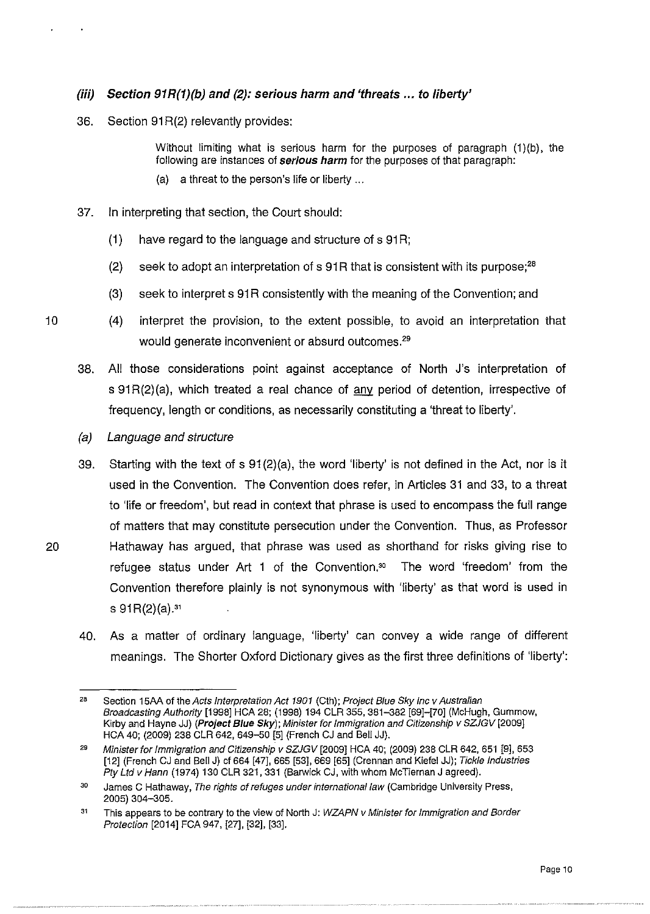### *(iii) Section 91R(1)(b) and (2): serious harm and 'threats ... to liberty'*

36. Section 91R(2) relevantly provides:

> Without limiting what is serious harm for the purposes of paragraph (1)(b), the following are instances of ***serious harm*** for the purposes of that paragraph:
>
> (a) a threat to the person's life or liberty ...

37. In interpreting that section, the Court should:

    (1) have regard to the language and structure of s 91R;

    (2) seek to adopt an interpretation of s 91R that is consistent with its purpose;[28]

    (3) seek to interpret s 91R consistently with the meaning of the Convention; and

    (4) interpret the provision, to the extent possible, to avoid an interpretation that would generate inconvenient or absurd outcomes.[29]

38. All those considerations point against acceptance of North J's interpretation of s 91R(2)(a), which treated a real chance of <u>any</u> period of detention, irrespective of frequency, length or conditions, as necessarily constituting a 'threat to liberty'.

#### *(a) Language and structure*

39. Starting with the text of s 91(2)(a), the word 'liberty' is not defined in the Act, nor is it used in the Convention. The Convention does refer, in Articles 31 and 33, to a threat to 'life or freedom', but read in context that phrase is used to encompass the full range of matters that may constitute persecution under the Convention. Thus, as Professor Hathaway has argued, that phrase was used as shorthand for risks giving rise to refugee status under Art 1 of the Convention.[30] The word 'freedom' from the Convention therefore plainly is not synonymous with 'liberty' as that word is used in s 91R(2)(a).[31]

40. As a matter of ordinary language, 'liberty' can convey a wide range of different meanings. The Shorter Oxford Dictionary gives as the first three definitions of 'liberty':

---

[28] Section 15AA of the *Acts Interpretation Act 1901* (Cth); *Project Blue Sky Inc v Australian Broadcasting Authority* [1998] HCA 28; (1998) 194 CLR 355, 381–382 [69]–[70] (McHugh, Gummow, Kirby and Hayne JJ) (***Project Blue Sky***); *Minister for Immigration and Citizenship v SZJGV* [2009] HCA 40; (2009) 238 CLR 642, 649–50 [5] (French CJ and Bell JJ).

[29] *Minister for Immigration and Citizenship v SZJGV* [2009] HCA 40; (2009) 238 CLR 642, 651 [9], 653 [12] (French CJ and Bell J) cf 664 [47], 665 [53], 669 [65] (Crennan and Kiefel JJ); *Tickle Industries Pty Ltd v Hann* (1974) 130 CLR 321, 331 (Barwick CJ, with whom McTiernan J agreed).

[30] James C Hathaway, *The rights of refuges under international law* (Cambridge University Press, 2005) 304–305.

[31] This appears to be contrary to the view of North J: *WZAPN v Minister for Immigration and Border Protection* [2014] FCA 947, [27], [32], [33].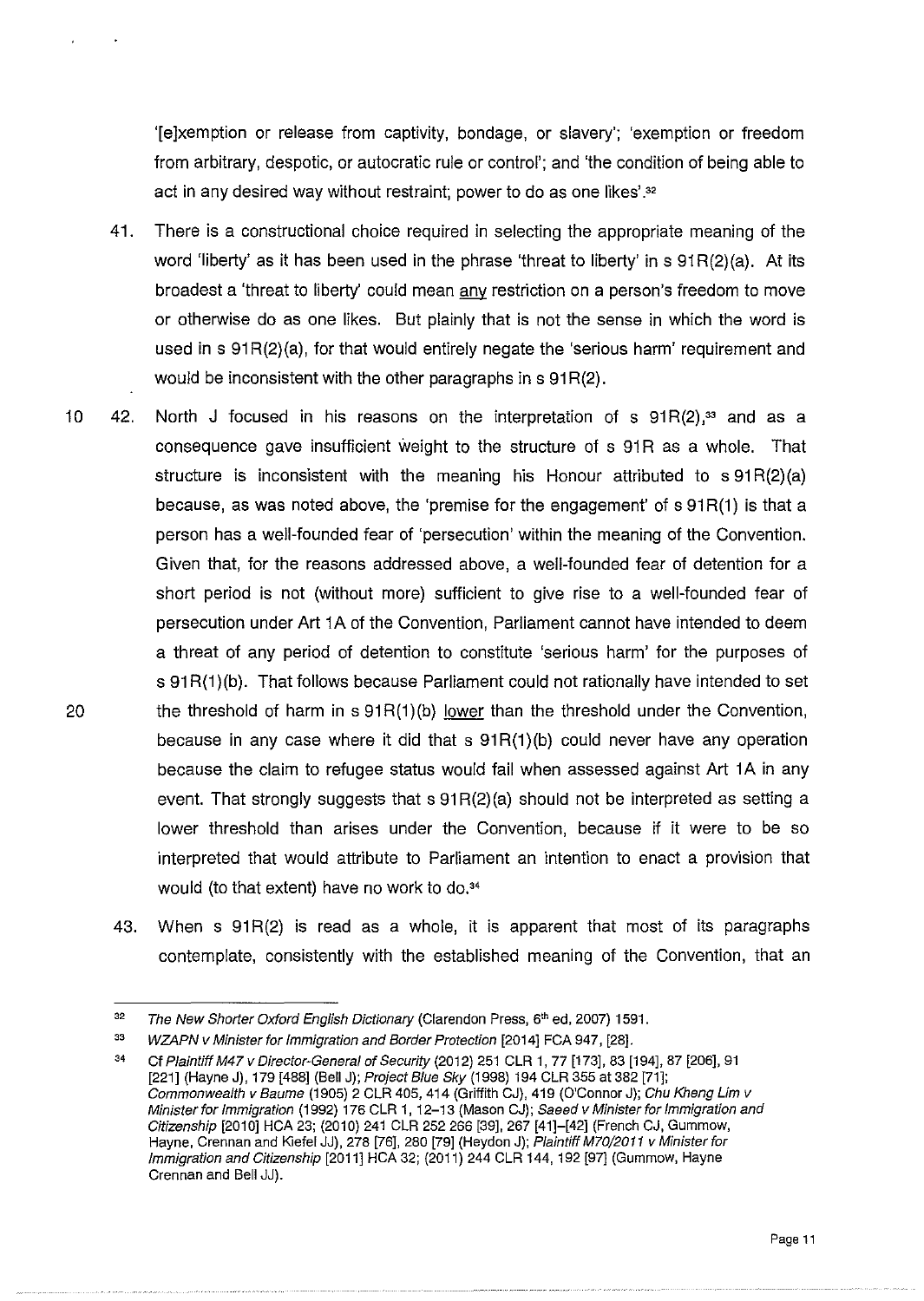'[e]xemption or release from captivity, bondage, or slavery'; 'exemption or freedom from arbitrary, despotic, or autocratic rule or control'; and 'the condition of being able to act in any desired way without restraint; power to do as one likes'.[32]

41. There is a constructional choice required in selecting the appropriate meaning of the word 'liberty' as it has been used in the phrase 'threat to liberty' in s 91R(2)(a). At its broadest a 'threat to liberty' could mean <u>any</u> restriction on a person's freedom to move or otherwise do as one likes. But plainly that is not the sense in which the word is used in s 91R(2)(a), for that would entirely negate the 'serious harm' requirement and would be inconsistent with the other paragraphs in s 91R(2).

42. North J focused in his reasons on the interpretation of s 91R(2),[33] and as a consequence gave insufficient weight to the structure of s 91R as a whole. That structure is inconsistent with the meaning his Honour attributed to s 91R(2)(a) because, as was noted above, the 'premise for the engagement' of s 91R(1) is that a person has a well-founded fear of 'persecution' within the meaning of the Convention. Given that, for the reasons addressed above, a well-founded fear of detention for a short period is not (without more) sufficient to give rise to a well-founded fear of persecution under Art 1A of the Convention, Parliament cannot have intended to deem a threat of any period of detention to constitute 'serious harm' for the purposes of s 91R(1)(b). That follows because Parliament could not rationally have intended to set the threshold of harm in s 91R(1)(b) <u>lower</u> than the threshold under the Convention, because in any case where it did that s 91R(1)(b) could never have any operation because the claim to refugee status would fail when assessed against Art 1A in any event. That strongly suggests that s 91R(2)(a) should not be interpreted as setting a lower threshold than arises under the Convention, because if it were to be so interpreted that would attribute to Parliament an intention to enact a provision that would (to that extent) have no work to do.[34]

43. When s 91R(2) is read as a whole, it is apparent that most of its paragraphs contemplate, consistently with the established meaning of the Convention, that an

---

[32] *The New Shorter Oxford English Dictionary* (Clarendon Press, 6th ed, 2007) 1591.

[33] *WZAPN v Minister for Immigration and Border Protection* [2014] FCA 947, [28].

[34] Cf *Plaintiff M47 v Director-General of Security* (2012) 251 CLR 1, 77 [173], 83 [194], 87 [206], 91 [221] (Hayne J), 179 [488] (Bell J); *Project Blue Sky* (1998) 194 CLR 355 at 382 [71]; *Commonwealth v Baume* (1905) 2 CLR 405, 414 (Griffith CJ), 419 (O'Connor J); *Chu Kheng Lim v Minister for Immigration* (1992) 176 CLR 1, 12–13 (Mason CJ); *Saeed v Minister for Immigration and Citizenship* [2010] HCA 23; (2010) 241 CLR 252 266 [39], 267 [41]–[42] (French CJ, Gummow, Hayne, Crennan and Kiefel JJ), 278 [76], 280 [79] (Heydon J); *Plaintiff M70/2011 v Minister for Immigration and Citizenship* [2011] HCA 32; (2011) 244 CLR 144, 192 [97] (Gummow, Hayne Crennan and Bell JJ).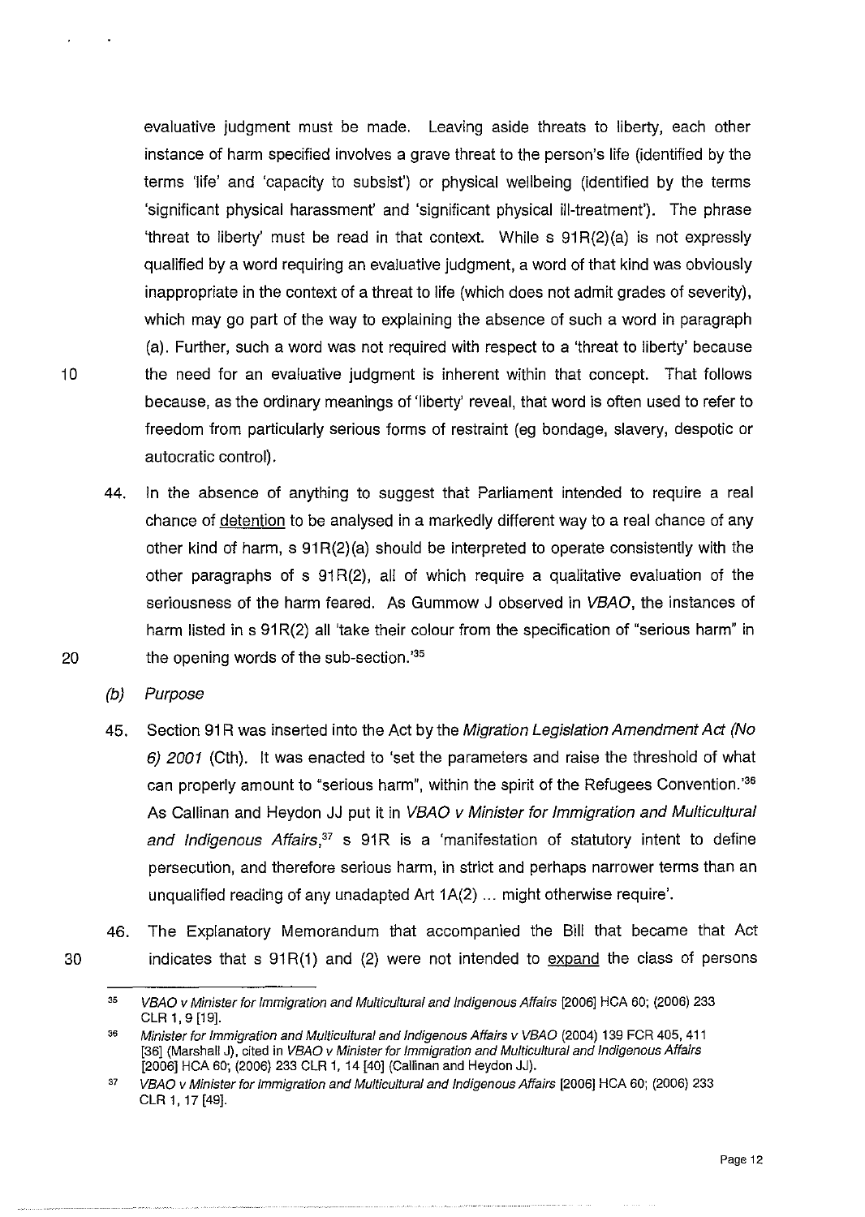evaluative judgment must be made. Leaving aside threats to liberty, each other instance of harm specified involves a grave threat to the person's life (identified by the terms 'life' and 'capacity to subsist') or physical wellbeing (identified by the terms 'significant physical harassment' and 'significant physical ill-treatment'). The phrase 'threat to liberty' must be read in that context. While s 91R(2)(a) is not expressly qualified by a word requiring an evaluative judgment, a word of that kind was obviously inappropriate in the context of a threat to life (which does not admit grades of severity), which may go part of the way to explaining the absence of such a word in paragraph (a). Further, such a word was not required with respect to a 'threat to liberty' because the need for an evaluative judgment is inherent within that concept. That follows because, as the ordinary meanings of 'liberty' reveal, that word is often used to refer to freedom from particularly serious forms of restraint (eg bondage, slavery, despotic or autocratic control).

44. In the absence of anything to suggest that Parliament intended to require a real chance of <u>detention</u> to be analysed in a markedly different way to a real chance of any other kind of harm, s 91R(2)(a) should be interpreted to operate consistently with the other paragraphs of s 91R(2), all of which require a qualitative evaluation of the seriousness of the harm feared. As Gummow J observed in *VBAO*, the instances of harm listed in s 91R(2) all 'take their colour from the specification of "serious harm" in the opening words of the sub-section.'[35]

*(b) Purpose*

45. Section 91R was inserted into the Act by the *Migration Legislation Amendment Act (No 6) 2001* (Cth). It was enacted to 'set the parameters and raise the threshold of what can properly amount to "serious harm", within the spirit of the Refugees Convention.'[36] As Callinan and Heydon JJ put it in *VBAO v Minister for Immigration and Multicultural and Indigenous Affairs*,[37] s 91R is a 'manifestation of statutory intent to define persecution, and therefore serious harm, in strict and perhaps narrower terms than an unqualified reading of any unadapted Art 1A(2) ... might otherwise require'.

46. The Explanatory Memorandum that accompanied the Bill that became that Act indicates that s 91R(1) and (2) were not intended to <u>expand</u> the class of persons

---

[35] *VBAO v Minister for Immigration and Multicultural and Indigenous Affairs* [2006] HCA 60; (2006) 233 CLR 1, 9 [19].

[36] *Minister for Immigration and Multicultural and Indigenous Affairs v VBAO* (2004) 139 FCR 405, 411 [36] (Marshall J), cited in *VBAO v Minister for Immigration and Multicultural and Indigenous Affairs* [2006] HCA 60; (2006) 233 CLR 1, 14 [40] (Callinan and Heydon JJ).

[37] *VBAO v Minister for Immigration and Multicultural and Indigenous Affairs* [2006] HCA 60; (2006) 233 CLR 1, 17 [49].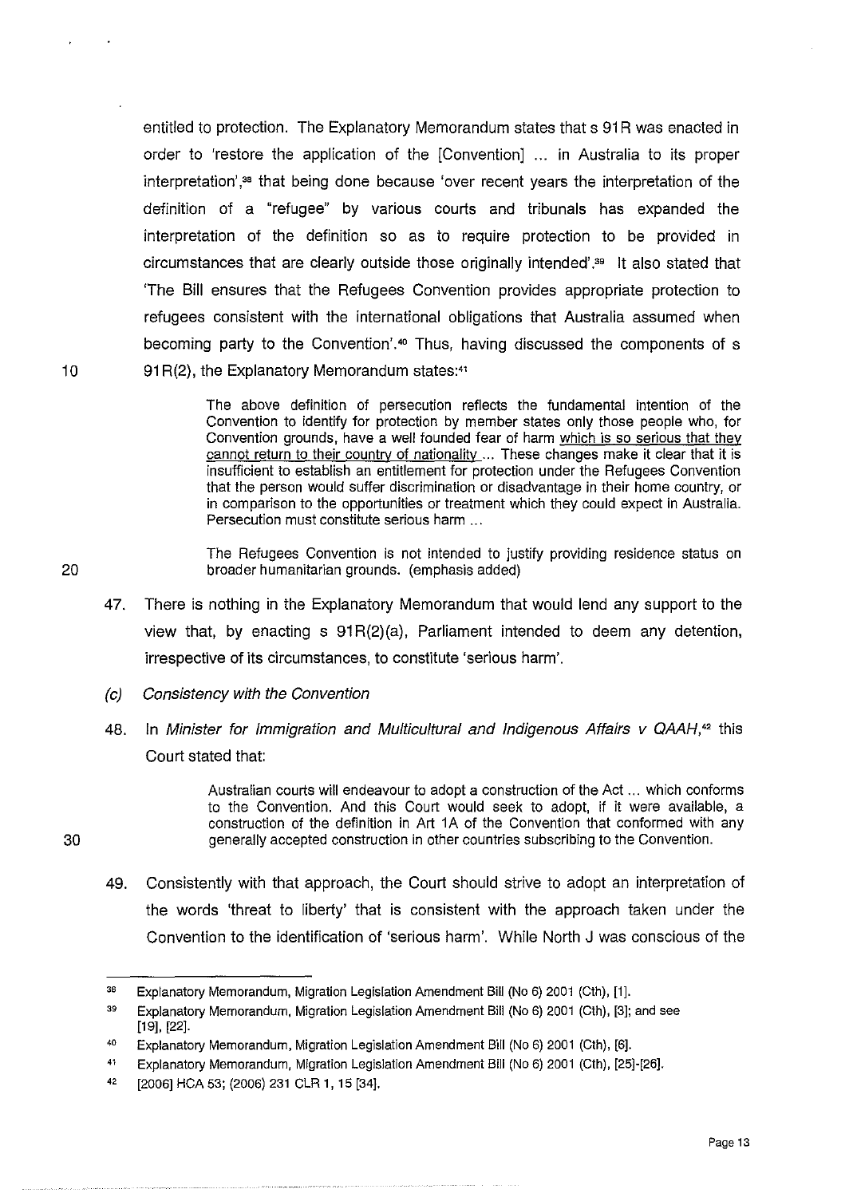entitled to protection. The Explanatory Memorandum states that s 91R was enacted in order to 'restore the application of the [Convention] ... in Australia to its proper interpretation',[38] that being done because 'over recent years the interpretation of the definition of a "refugee" by various courts and tribunals has expanded the interpretation of the definition so as to require protection to be provided in circumstances that are clearly outside those originally intended'.[39] It also stated that 'The Bill ensures that the Refugees Convention provides appropriate protection to refugees consistent with the international obligations that Australia assumed when becoming party to the Convention'.[40] Thus, having discussed the components of s 91R(2), the Explanatory Memorandum states:[41]

> The above definition of persecution reflects the fundamental intention of the Convention to identify for protection by member states only those people who, for Convention grounds, have a well founded fear of harm <u>which is so serious that they cannot return to their country of nationality</u> ... These changes make it clear that it is insufficient to establish an entitlement for protection under the Refugees Convention that the person would suffer discrimination or disadvantage in their home country, or in comparison to the opportunities or treatment which they could expect in Australia. Persecution must constitute serious harm ...
>
> The Refugees Convention is not intended to justify providing residence status on broader humanitarian grounds. (emphasis added)

47. There is nothing in the Explanatory Memorandum that would lend any support to the view that, by enacting s 91R(2)(a), Parliament intended to deem any detention, irrespective of its circumstances, to constitute 'serious harm'.

*(c) Consistency with the Convention*

48. In *Minister for Immigration and Multicultural and Indigenous Affairs v QAAH*,[42] this Court stated that:

> Australian courts will endeavour to adopt a construction of the Act ... which conforms to the Convention. And this Court would seek to adopt, if it were available, a construction of the definition in Art 1A of the Convention that conformed with any generally accepted construction in other countries subscribing to the Convention.

49. Consistently with that approach, the Court should strive to adopt an interpretation of the words 'threat to liberty' that is consistent with the approach taken under the Convention to the identification of 'serious harm'. While North J was conscious of the

---

[38] Explanatory Memorandum, Migration Legislation Amendment Bill (No 6) 2001 (Cth), [1].

[39] Explanatory Memorandum, Migration Legislation Amendment Bill (No 6) 2001 (Cth), [3]; and see [19], [22].

[40] Explanatory Memorandum, Migration Legislation Amendment Bill (No 6) 2001 (Cth), [6].

[41] Explanatory Memorandum, Migration Legislation Amendment Bill (No 6) 2001 (Cth), [25]-[26].

[42] [2006] HCA 53; (2006) 231 CLR 1, 15 [34].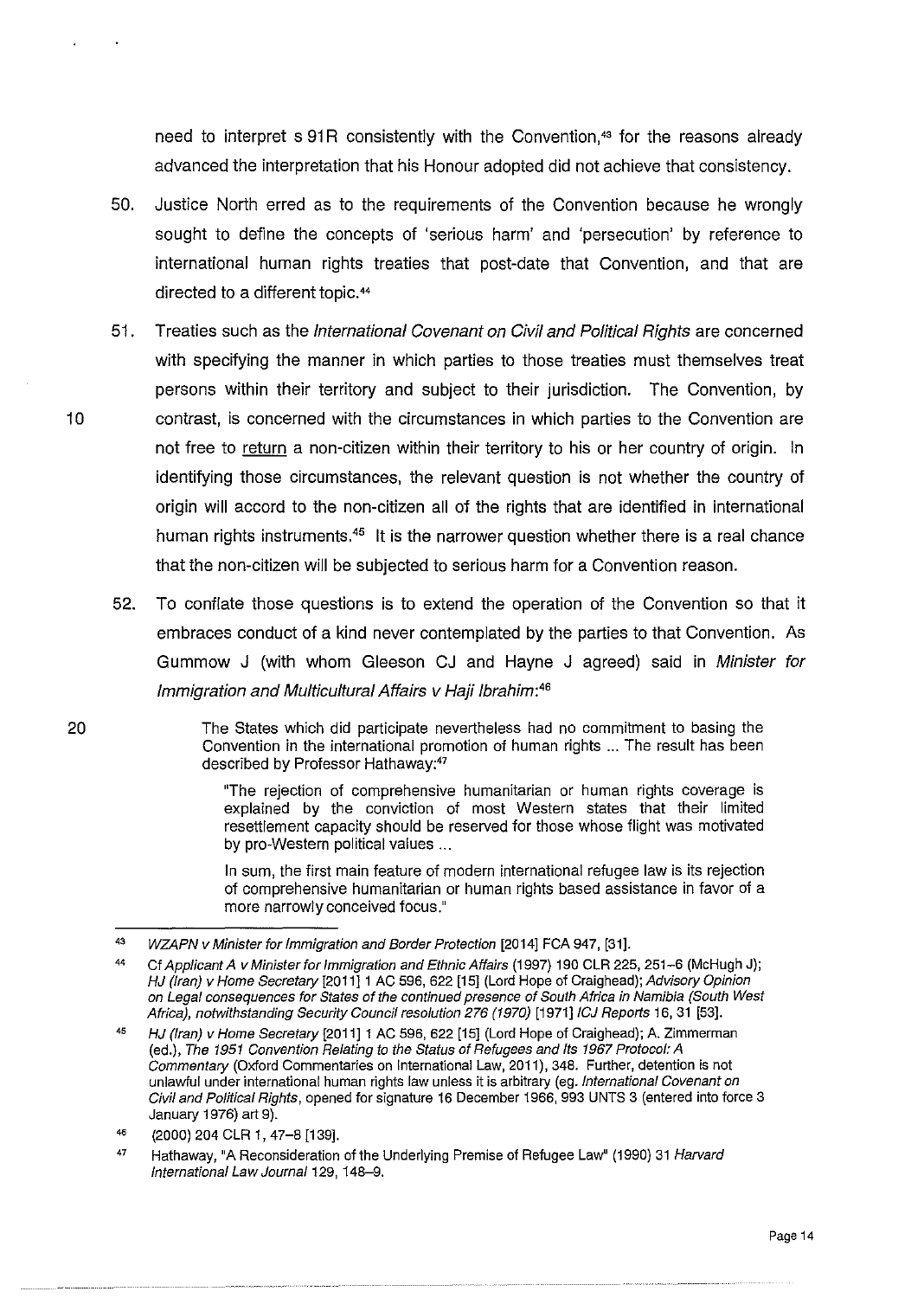need to interpret s 91R consistently with the Convention,[43] for the reasons already advanced the interpretation that his Honour adopted did not achieve that consistency.

50. Justice North erred as to the requirements of the Convention because he wrongly sought to define the concepts of 'serious harm' and 'persecution' by reference to international human rights treaties that post-date that Convention, and that are directed to a different topic.[44]

51. Treaties such as the *International Covenant on Civil and Political Rights* are concerned with specifying the manner in which parties to those treaties must themselves treat persons within their territory and subject to their jurisdiction. The Convention, by contrast, is concerned with the circumstances in which parties to the Convention are not free to return a non-citizen within their territory to his or her country of origin. In identifying those circumstances, the relevant question is not whether the country of origin will accord to the non-citizen all of the rights that are identified in international human rights instruments.[45] It is the narrower question whether there is a real chance that the non-citizen will be subjected to serious harm for a Convention reason.

52. To conflate those questions is to extend the operation of the Convention so that it embraces conduct of a kind never contemplated by the parties to that Convention. As Gummow J (with whom Gleeson CJ and Hayne J agreed) said in *Minister for Immigration and Multicultural Affairs v Haji Ibrahim*:[46]

> The States which did participate nevertheless had no commitment to basing the Convention in the international promotion of human rights ... The result has been described by Professor Hathaway:[47]
>
> > "The rejection of comprehensive humanitarian or human rights coverage is explained by the conviction of most Western states that their limited resettlement capacity should be reserved for those whose flight was motivated by pro-Western political values ...
> >
> > In sum, the first main feature of modern international refugee law is its rejection of comprehensive humanitarian or human rights based assistance in favor of a more narrowly conceived focus."

---

[43] *WZAPN v Minister for Immigration and Border Protection* [2014] FCA 947, [31].

[44] Cf *Applicant A v Minister for Immigration and Ethnic Affairs* (1997) 190 CLR 225, 251–6 (McHugh J); *HJ (Iran) v Home Secretary* [2011] 1 AC 596, 622 [15] (Lord Hope of Craighead); *Advisory Opinion on Legal consequences for States of the continued presence of South Africa in Namibia (South West Africa), notwithstanding Security Council resolution 276 (1970)* [1971] *ICJ Reports* 16, 31 [53].

[45] *HJ (Iran) v Home Secretary* [2011] 1 AC 596, 622 [15] (Lord Hope of Craighead); A. Zimmerman (ed.), *The 1951 Convention Relating to the Status of Refugees and Its 1967 Protocol: A Commentary* (Oxford Commentaries on International Law, 2011), 348. Further, detention is not unlawful under international human rights law unless it is arbitrary (eg. *International Covenant on Civil and Political Rights*, opened for signature 16 December 1966, 993 UNTS 3 (entered into force 3 January 1976) art 9).

[46] (2000) 204 CLR 1, 47–8 [139].

[47] Hathaway, "A Reconsideration of the Underlying Premise of Refugee Law" (1990) 31 *Harvard International Law Journal* 129, 148–9.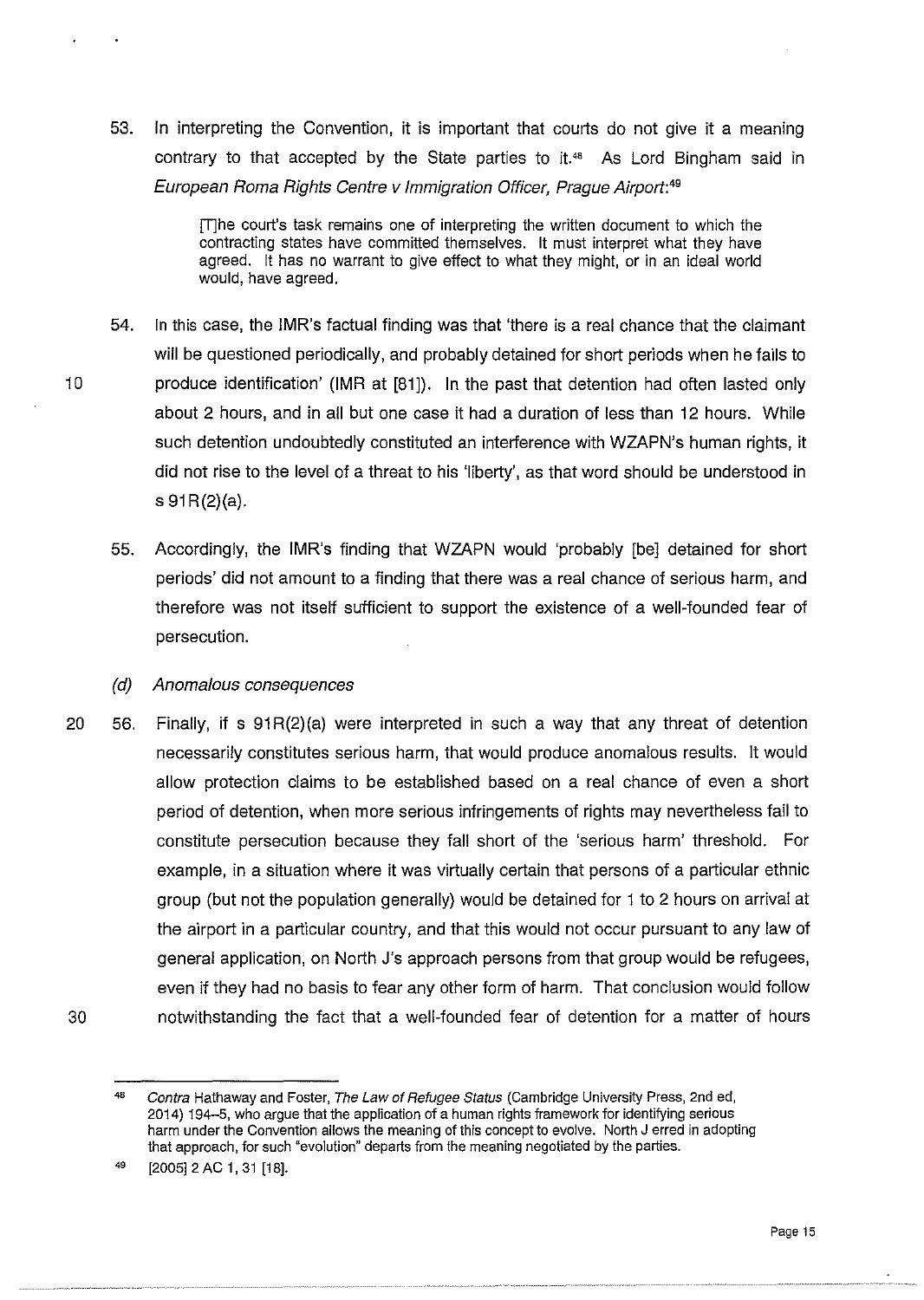53. In interpreting the Convention, it is important that courts do not give it a meaning contrary to that accepted by the State parties to it.[48] As Lord Bingham said in *European Roma Rights Centre v Immigration Officer, Prague Airport*:[49]

> [T]he court's task remains one of interpreting the written document to which the contracting states have committed themselves. It must interpret what they have agreed. It has no warrant to give effect to what they might, or in an ideal world would, have agreed.

54. In this case, the IMR's factual finding was that 'there is a real chance that the claimant will be questioned periodically, and probably detained for short periods when he fails to produce identification' (IMR at [81]). In the past that detention had often lasted only about 2 hours, and in all but one case it had a duration of less than 12 hours. While such detention undoubtedly constituted an interference with WZAPN's human rights, it did not rise to the level of a threat to his 'liberty', as that word should be understood in s 91R(2)(a).

55. Accordingly, the IMR's finding that WZAPN would 'probably [be] detained for short periods' did not amount to a finding that there was a real chance of serious harm, and therefore was not itself sufficient to support the existence of a well-founded fear of persecution.

### *(d) Anomalous consequences*

56. Finally, if s 91R(2)(a) were interpreted in such a way that any threat of detention necessarily constitutes serious harm, that would produce anomalous results. It would allow protection claims to be established based on a real chance of even a short period of detention, when more serious infringements of rights may nevertheless fail to constitute persecution because they fall short of the 'serious harm' threshold. For example, in a situation where it was virtually certain that persons of a particular ethnic group (but not the population generally) would be detained for 1 to 2 hours on arrival at the airport in a particular country, and that this would not occur pursuant to any law of general application, on North J's approach persons from that group would be refugees, even if they had no basis to fear any other form of harm. That conclusion would follow notwithstanding the fact that a well-founded fear of detention for a matter of hours

---

[48] *Contra* Hathaway and Foster, *The Law of Refugee Status* (Cambridge University Press, 2nd ed, 2014) 194–5, who argue that the application of a human rights framework for identifying serious harm under the Convention allows the meaning of this concept to evolve. North J erred in adopting that approach, for such "evolution" departs from the meaning negotiated by the parties.

[49] [2005] 2 AC 1, 31 [18].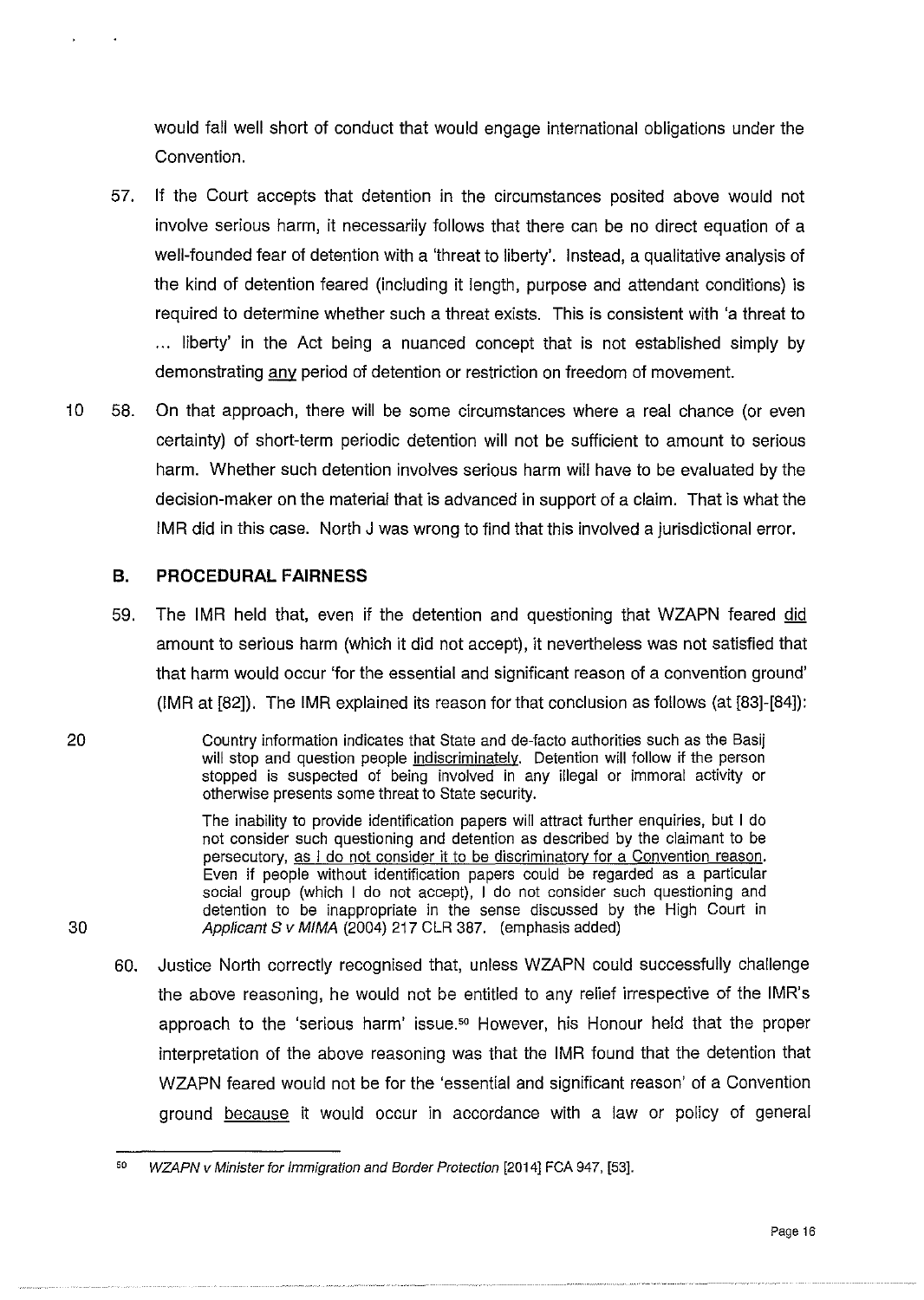would fall well short of conduct that would engage international obligations under the Convention.

57. If the Court accepts that detention in the circumstances posited above would not involve serious harm, it necessarily follows that there can be no direct equation of a well-founded fear of detention with a 'threat to liberty'. Instead, a qualitative analysis of the kind of detention feared (including it length, purpose and attendant conditions) is required to determine whether such a threat exists. This is consistent with 'a threat to ... liberty' in the Act being a nuanced concept that is not established simply by demonstrating <u>any</u> period of detention or restriction on freedom of movement.

58. On that approach, there will be some circumstances where a real chance (or even certainty) of short-term periodic detention will not be sufficient to amount to serious harm. Whether such detention involves serious harm will have to be evaluated by the decision-maker on the material that is advanced in support of a claim. That is what the IMR did in this case. North J was wrong to find that this involved a jurisdictional error.

## B. PROCEDURAL FAIRNESS

59. The IMR held that, even if the detention and questioning that WZAPN feared <u>did</u> amount to serious harm (which it did not accept), it nevertheless was not satisfied that that harm would occur 'for the essential and significant reason of a convention ground' (IMR at [82]). The IMR explained its reason for that conclusion as follows (at [83]-[84]):

> Country information indicates that State and de-facto authorities such as the Basij will stop and question people <u>indiscriminately</u>. Detention will follow if the person stopped is suspected of being involved in any illegal or immoral activity or otherwise presents some threat to State security.
>
> The inability to provide identification papers will attract further enquiries, but I do not consider such questioning and detention as described by the claimant to be persecutory, <u>as I do not consider it to be discriminatory for a Convention reason</u>. Even if people without identification papers could be regarded as a particular social group (which I do not accept), I do not consider such questioning and detention to be inappropriate in the sense discussed by the High Court in *Applicant S v MIMA* (2004) 217 CLR 387. (emphasis added)

60. Justice North correctly recognised that, unless WZAPN could successfully challenge the above reasoning, he would not be entitled to any relief irrespective of the IMR's approach to the 'serious harm' issue.[50] However, his Honour held that the proper interpretation of the above reasoning was that the IMR found that the detention that WZAPN feared would not be for the 'essential and significant reason' of a Convention ground <u>because</u> it would occur in accordance with a law or policy of general

---

[50] *WZAPN v Minister for Immigration and Border Protection* [2014] FCA 947, [53].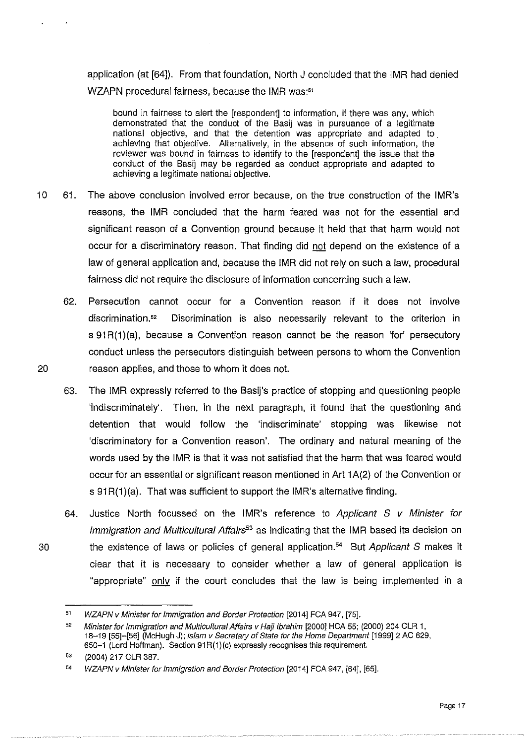application (at [64]). From that foundation, North J concluded that the IMR had denied WZAPN procedural fairness, because the IMR was:[51]

> bound in fairness to alert the [respondent] to information, if there was any, which demonstrated that the conduct of the Basij was in pursuance of a legitimate national objective, and that the detention was appropriate and adapted to achieving that objective. Alternatively, in the absence of such information, the reviewer was bound in fairness to identify to the [respondent] the issue that the conduct of the Basij may be regarded as conduct appropriate and adapted to achieving a legitimate national objective.

61. The above conclusion involved error because, on the true construction of the IMR's reasons, the IMR concluded that the harm feared was not for the essential and significant reason of a Convention ground because it held that that harm would not occur for a discriminatory reason. That finding did not depend on the existence of a law of general application and, because the IMR did not rely on such a law, procedural fairness did not require the disclosure of information concerning such a law.

62. Persecution cannot occur for a Convention reason if it does not involve discrimination.[52] Discrimination is also necessarily relevant to the criterion in s 91R(1)(a), because a Convention reason cannot be the reason 'for' persecutory conduct unless the persecutors distinguish between persons to whom the Convention reason applies, and those to whom it does not.

63. The IMR expressly referred to the Basij's practice of stopping and questioning people 'indiscriminately'. Then, in the next paragraph, it found that the questioning and detention that would follow the 'indiscriminate' stopping was likewise not 'discriminatory for a Convention reason'. The ordinary and natural meaning of the words used by the IMR is that it was not satisfied that the harm that was feared would occur for an essential or significant reason mentioned in Art 1A(2) of the Convention or s 91R(1)(a). That was sufficient to support the IMR's alternative finding.

64. Justice North focussed on the IMR's reference to *Applicant S v Minister for Immigration and Multicultural Affairs*[53] as indicating that the IMR based its decision on the existence of laws or policies of general application.[54] But *Applicant S* makes it clear that it is necessary to consider whether a law of general application is "appropriate" only if the court concludes that the law is being implemented in a

---

[51] *WZAPN v Minister for Immigration and Border Protection* [2014] FCA 947, [75].

[52] *Minister for Immigration and Multicultural Affairs v Haji Ibrahim* [2000] HCA 55; (2000) 204 CLR 1, 18–19 [55]–[56] (McHugh J); *Islam v Secretary of State for the Home Department* [1999] 2 AC 629, 650–1 (Lord Hoffman). Section 91R(1)(c) expressly recognises this requirement.

[53] (2004) 217 CLR 387.

[54] *WZAPN v Minister for Immigration and Border Protection* [2014] FCA 947, [64], [65].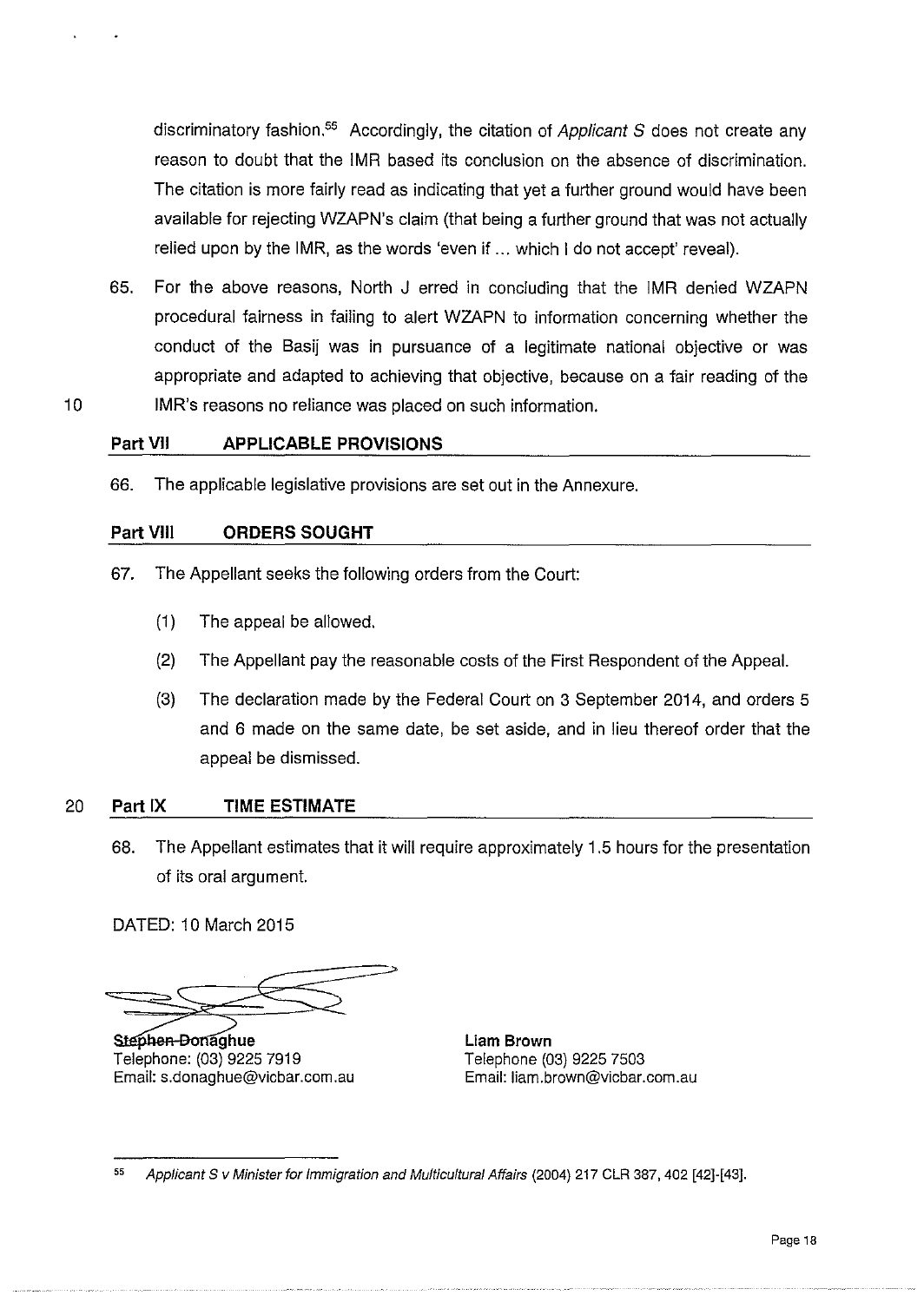discriminatory fashion.[55] Accordingly, the citation of *Applicant S* does not create any reason to doubt that the IMR based its conclusion on the absence of discrimination. The citation is more fairly read as indicating that yet a further ground would have been available for rejecting WZAPN's claim (that being a further ground that was not actually relied upon by the IMR, as the words 'even if ... which I do not accept' reveal).

65. For the above reasons, North J erred in concluding that the IMR denied WZAPN procedural fairness in failing to alert WZAPN to information concerning whether the conduct of the Basij was in pursuance of a legitimate national objective or was appropriate and adapted to achieving that objective, because on a fair reading of the IMR's reasons no reliance was placed on such information.

## Part VII APPLICABLE PROVISIONS

66. The applicable legislative provisions are set out in the Annexure.

## Part VIII ORDERS SOUGHT

67. The Appellant seeks the following orders from the Court:

   (1) The appeal be allowed.

   (2) The Appellant pay the reasonable costs of the First Respondent of the Appeal.

   (3) The declaration made by the Federal Court on 3 September 2014, and orders 5 and 6 made on the same date, be set aside, and in lieu thereof order that the appeal be dismissed.

## Part IX TIME ESTIMATE

68. The Appellant estimates that it will require approximately 1.5 hours for the presentation of its oral argument.

DATED: 10 March 2015

**Stephen Donaghue**
Telephone: (03) 9225 7919
Email: s.donaghue@vicbar.com.au

**Liam Brown**
Telephone (03) 9225 7503
Email: liam.brown@vicbar.com.au

---

[55] *Applicant S v Minister for Immigration and Multicultural Affairs* (2004) 217 CLR 387, 402 [42]-[43].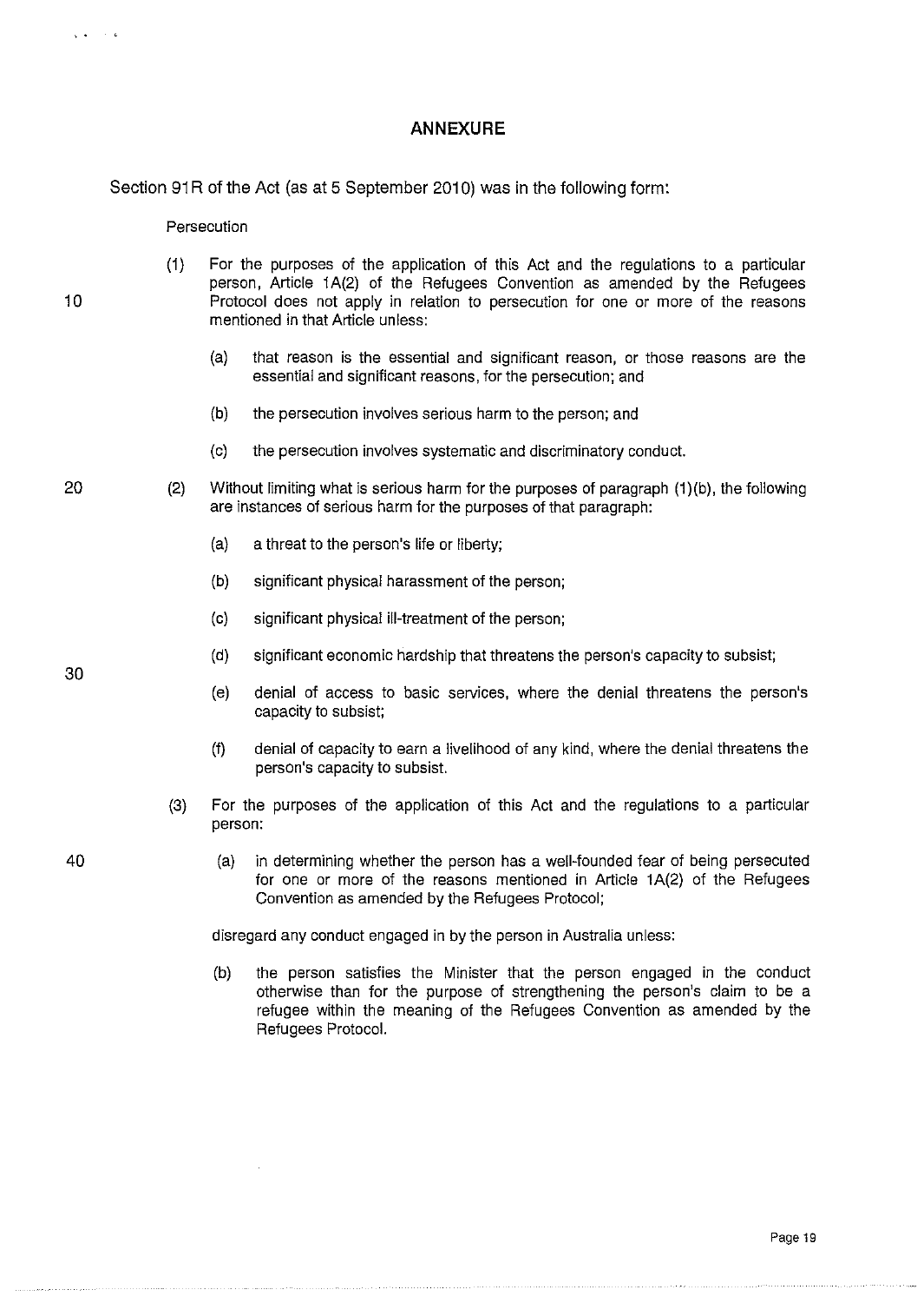## ANNEXURE

Section 91R of the Act (as at 5 September 2010) was in the following form:

Persecution

(1) For the purposes of the application of this Act and the regulations to a particular person, Article 1A(2) of the Refugees Convention as amended by the Refugees Protocol does not apply in relation to persecution for one or more of the reasons mentioned in that Article unless:

  (a) that reason is the essential and significant reason, or those reasons are the essential and significant reasons, for the persecution; and

  (b) the persecution involves serious harm to the person; and

  (c) the persecution involves systematic and discriminatory conduct.

(2) Without limiting what is serious harm for the purposes of paragraph (1)(b), the following are instances of serious harm for the purposes of that paragraph:

  (a) a threat to the person's life or liberty;

  (b) significant physical harassment of the person;

  (c) significant physical ill-treatment of the person;

  (d) significant economic hardship that threatens the person's capacity to subsist;

  (e) denial of access to basic services, where the denial threatens the person's capacity to subsist;

  (f) denial of capacity to earn a livelihood of any kind, where the denial threatens the person's capacity to subsist.

(3) For the purposes of the application of this Act and the regulations to a particular person:

  (a) in determining whether the person has a well-founded fear of being persecuted for one or more of the reasons mentioned in Article 1A(2) of the Refugees Convention as amended by the Refugees Protocol;

disregard any conduct engaged in by the person in Australia unless:

  (b) the person satisfies the Minister that the person engaged in the conduct otherwise than for the purpose of strengthening the person's claim to be a refugee within the meaning of the Refugees Convention as amended by the Refugees Protocol.